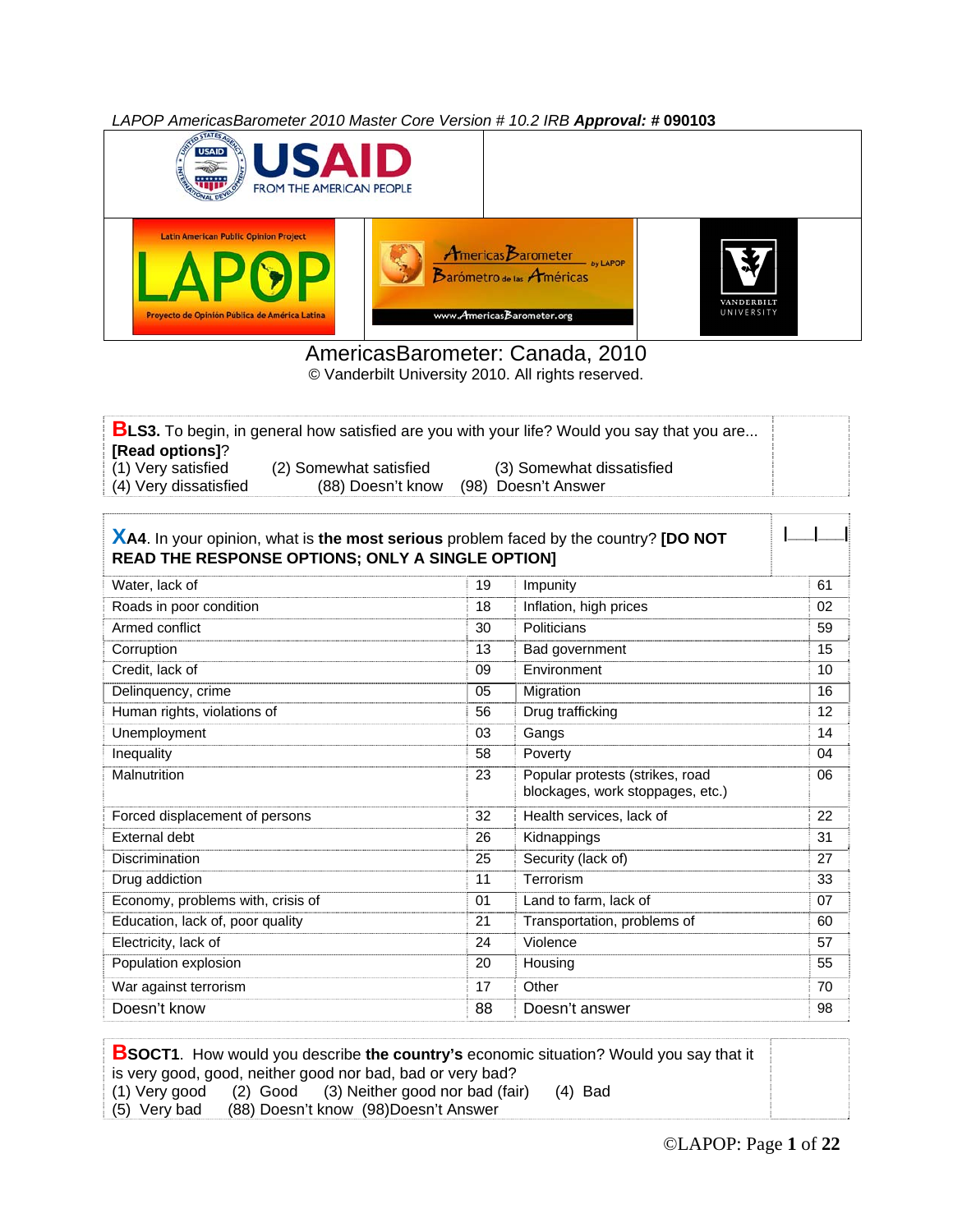LAPOP AmericasBarometer 2010 Master Core Version # 10.2 IRB **Approval: # 090103**

# AmericasBarometer: Canada, 2010

© Vanderbilt University 2010. All rights reserved.

**LS3.** To begin, in general how satisfied are you with your life? Would you say that you are... **[Read options]**?
(1) Very satisfied (2) Somewhat satisfied (3) Somewhat dissatisfied
(4) Very dissatisfied (88) Doesn't know (98) Doesn't Answer

**A4.** In your opinion, what is **the most serious** problem faced by the country? **[DO NOT READ THE RESPONSE OPTIONS; ONLY A SINGLE OPTION]**

| | | | |
|---|---|---|---|
| Water, lack of | 19 | Impunity | 61 |
| Roads in poor condition | 18 | Inflation, high prices | 02 |
| Armed conflict | 30 | Politicians | 59 |
| Corruption | 13 | Bad government | 15 |
| Credit, lack of | 09 | Environment | 10 |
| Delinquency, crime | 05 | Migration | 16 |
| Human rights, violations of | 56 | Drug trafficking | 12 |
| Unemployment | 03 | Gangs | 14 |
| Inequality | 58 | Poverty | 04 |
| Malnutrition | 23 | Popular protests (strikes, road blockages, work stoppages, etc.) | 06 |
| Forced displacement of persons | 32 | Health services, lack of | 22 |
| External debt | 26 | Kidnappings | 31 |
| Discrimination | 25 | Security (lack of) | 27 |
| Drug addiction | 11 | Terrorism | 33 |
| Economy, problems with, crisis of | 01 | Land to farm, lack of | 07 |
| Education, lack of, poor quality | 21 | Transportation, problems of | 60 |
| Electricity, lack of | 24 | Violence | 57 |
| Population explosion | 20 | Housing | 55 |
| War against terrorism | 17 | Other | 70 |
| Doesn't know | 88 | Doesn't answer | 98 |

**SOCT1.** How would you describe **the country's** economic situation? Would you say that it is very good, good, neither good nor bad, bad or very bad?
(1) Very good (2) Good (3) Neither good nor bad (fair) (4) Bad
(5) Very bad (88) Doesn't know (98)Doesn't Answer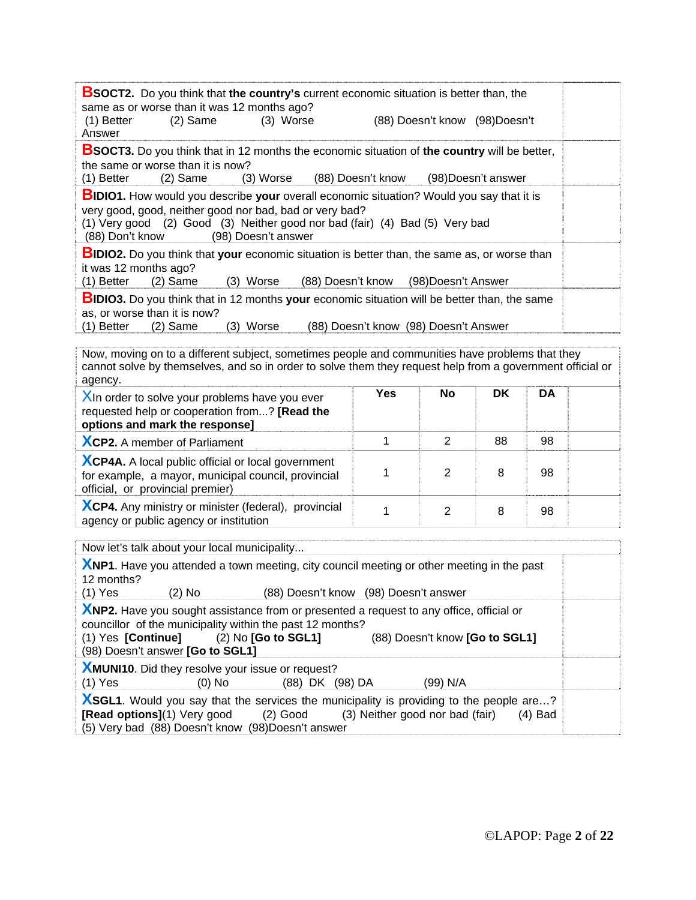**B** **SOCT2.** Do you think that **the country's** current economic situation is better than, the same as or worse than it was 12 months ago?
(1) Better (2) Same (3) Worse (88) Doesn't know (98)Doesn't Answer

**B** **SOCT3.** Do you think that in 12 months the economic situation of **the country** will be better, the same or worse than it is now?
(1) Better (2) Same (3) Worse (88) Doesn't know (98)Doesn't answer

**B** **IDIO1.** How would you describe **your** overall economic situation? Would you say that it is very good, good, neither good nor bad, bad or very bad?
(1) Very good (2) Good (3) Neither good nor bad (fair) (4) Bad (5) Very bad
(88) Don't know (98) Doesn't answer

**B** **IDIO2.** Do you think that **your** economic situation is better than, the same as, or worse than it was 12 months ago?
(1) Better (2) Same (3) Worse (88) Doesn't know (98)Doesn't Answer

**B** **IDIO3.** Do you think that in 12 months **your** economic situation will be better than, the same as, or worse than it is now?
(1) Better (2) Same (3) Worse (88) Doesn't know (98) Doesn't Answer

Now, moving on to a different subject, sometimes people and communities have problems that they cannot solve by themselves, and so in order to solve them they request help from a government official or agency.

| X In order to solve your problems have you ever requested help or cooperation from...? **[Read the options and mark the response]** | Yes | No | DK | DA | |
|---|---|---|---|---|---|
| **XCP2.** A member of Parliament | 1 | 2 | 88 | 98 | |
| **XCP4A.** A local public official or local government for example, a mayor, municipal council, provincial official, or provincial premier) | 1 | 2 | 8 | 98 | |
| **XCP4.** Any ministry or minister (federal), provincial agency or public agency or institution | 1 | 2 | 8 | 98 | |

Now let's talk about your local municipality...

**X** **NP1**. Have you attended a town meeting, city council meeting or other meeting in the past 12 months?
(1) Yes (2) No (88) Doesn't know (98) Doesn't answer

**X** **NP2.** Have you sought assistance from or presented a request to any office, official or councillor of the municipality within the past 12 months?
(1) Yes **[Continue]** (2) No **[Go to SGL1]** (88) Doesn't know **[Go to SGL1]**
(98) Doesn't answer **[Go to SGL1]**

**X** **MUNI10**. Did they resolve your issue or request?
(1) Yes (0) No (88) DK (98) DA (99) N/A

**X** **SGL1**. Would you say that the services the municipality is providing to the people are…? **[Read options]**(1) Very good (2) Good (3) Neither good nor bad (fair) (4) Bad (5) Very bad (88) Doesn't know (98)Doesn't answer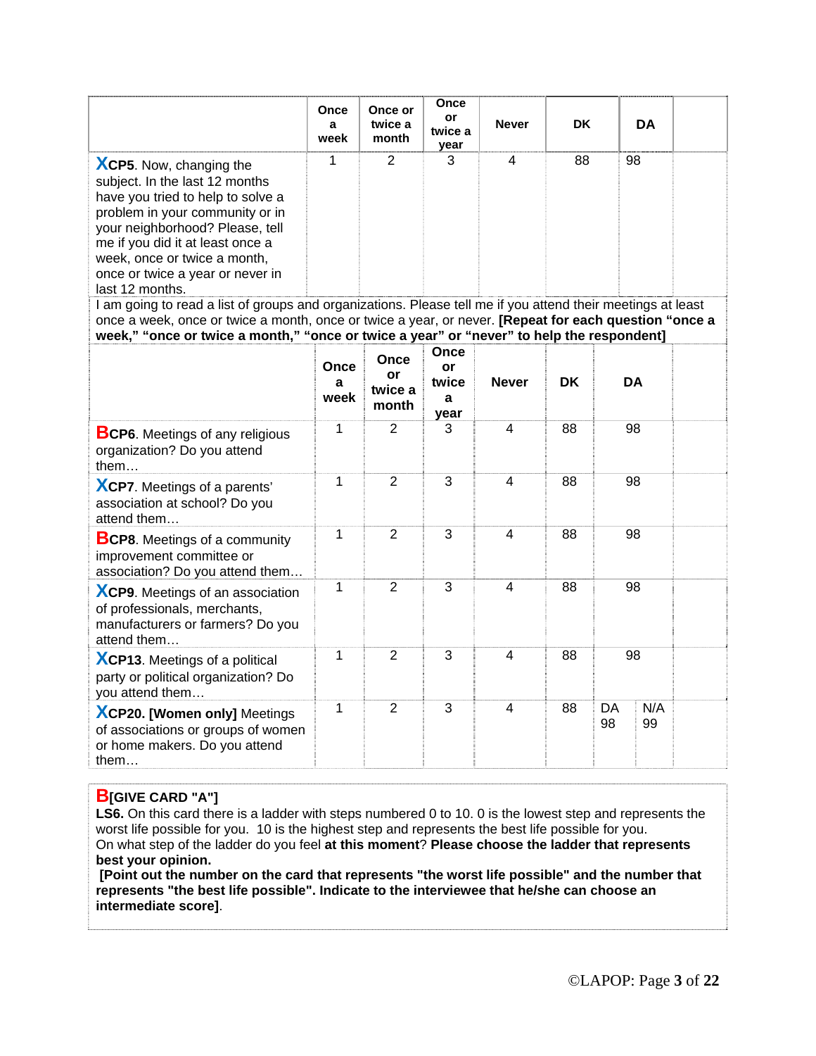| | Once a week | Once or twice a month | Once or twice a year | Never | DK | DA | |
|---|---|---|---|---|---|---|---|
| **X** **CP5**. Now, changing the subject. In the last 12 months have you tried to help to solve a problem in your community or in your neighborhood? Please, tell me if you did it at least once a week, once or twice a month, once or twice a year or never in last 12 months. | 1 | 2 | 3 | 4 | 88 | 98 | |

I am going to read a list of groups and organizations. Please tell me if you attend their meetings at least once a week, once or twice a month, once or twice a year, or never. **[Repeat for each question "once a week," "once or twice a month," "once or twice a year" or "never" to help the respondent]**

| | Once a week | Once or twice a month | Once or twice a year | Never | DK | DA | | |
|---|---|---|---|---|---|---|---|---|
| **B** **CP6**. Meetings of any religious organization? Do you attend them… | 1 | 2 | 3 | 4 | 88 | 98 | | |
| **X** **CP7**. Meetings of a parents' association at school? Do you attend them… | 1 | 2 | 3 | 4 | 88 | 98 | | |
| **B** **CP8**. Meetings of a community improvement committee or association? Do you attend them… | 1 | 2 | 3 | 4 | 88 | 98 | | |
| **X** **CP9**. Meetings of an association of professionals, merchants, manufacturers or farmers? Do you attend them… | 1 | 2 | 3 | 4 | 88 | 98 | | |
| **X** **CP13**. Meetings of a political party or political organization? Do you attend them… | 1 | 2 | 3 | 4 | 88 | 98 | | |
| **X** **CP20. [Women only]** Meetings of associations or groups of women or home makers. Do you attend them… | 1 | 2 | 3 | 4 | 88 | DA 98 | N/A 99 | |

**B** **[GIVE CARD "A"]**

**LS6.** On this card there is a ladder with steps numbered 0 to 10. 0 is the lowest step and represents the worst life possible for you. 10 is the highest step and represents the best life possible for you.
On what step of the ladder do you feel **at this moment**? **Please choose the ladder that represents best your opinion.**

**[Point out the number on the card that represents "the worst life possible" and the number that represents "the best life possible". Indicate to the interviewee that he/she can choose an intermediate score]**.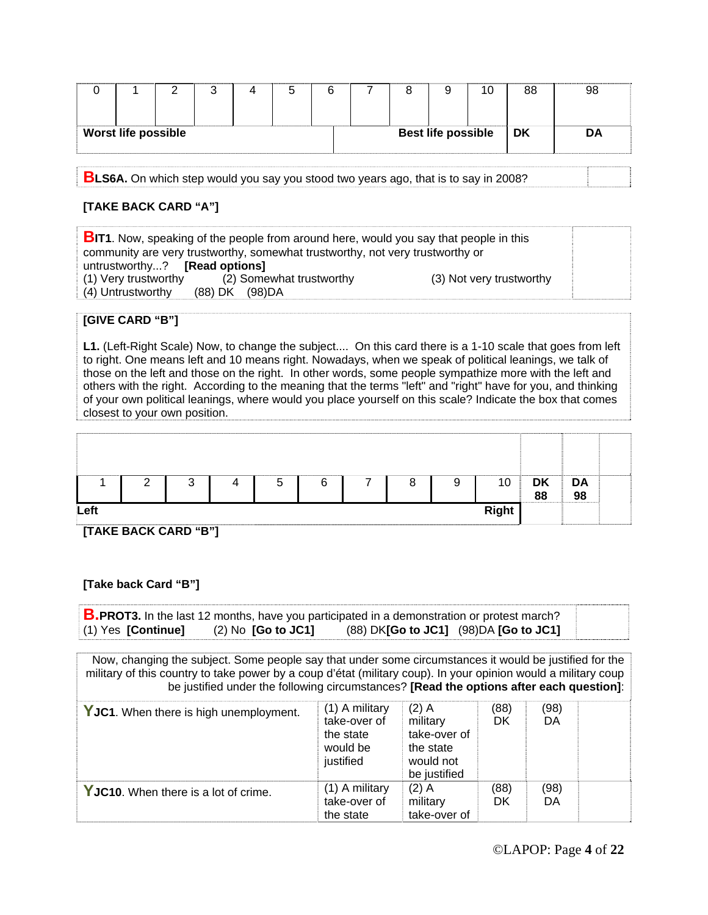| 0 | 1 | 2 | 3 | 4 | 5 | 6 | 7 | 8 | 9 | 10 | 88 | 98 |
|---|---|---|---|---|---|---|---|---|---|---|---|---|
| **Worst life possible** | | | | | | | | | | **Best life possible** | **DK** | **DA** |

| **BLS6A.** On which step would you say you stood two years ago, that is to say in 2008? | |
|---|---|

**[TAKE BACK CARD "A"]**

| **BIT1**. Now, speaking of the people from around here, would you say that people in this community are very trustworthy, somewhat trustworthy, not very trustworthy or untrustworthy...? **[Read options]** (1) Very trustworthy (2) Somewhat trustworthy (3) Not very trustworthy (4) Untrustworthy (88) DK (98)DA | |
|---|---|

**[GIVE CARD "B"]**

**L1.** (Left-Right Scale) Now, to change the subject.... On this card there is a 1-10 scale that goes from left to right. One means left and 10 means right. Nowadays, when we speak of political leanings, we talk of those on the left and those on the right. In other words, some people sympathize more with the left and others with the right. According to the meaning that the terms "left" and "right" have for you, and thinking of your own political leanings, where would you place yourself on this scale? Indicate the box that comes closest to your own position.

| 1 | 2 | 3 | 4 | 5 | 6 | 7 | 8 | 9 | 10 | DK 88 | DA 98 | |
|---|---|---|---|---|---|---|---|---|---|---|---|---|
| **Left** | | | | | | | | | **Right** | | | |

**[TAKE BACK CARD "B"]**

**[Take back Card "B"]**

| **B.PROT3.** In the last 12 months, have you participated in a demonstration or protest march? (1) Yes **[Continue]** (2) No **[Go to JC1]** (88) DK**[Go to JC1]** (98)DA **[Go to JC1]** | |
|---|---|

Now, changing the subject. Some people say that under some circumstances it would be justified for the military of this country to take power by a coup d'état (military coup). In your opinion would a military coup be justified under the following circumstances? **[Read the options after each question]**:

| | | | | | |
|---|---|---|---|---|---|
| **YJC1**. When there is high unemployment. | (1) A military take-over of the state would be justified | (2) A military take-over of the state would not be justified | (88) DK | (98) DA | |
| **YJC10**. When there is a lot of crime. | (1) A military take-over of the state | (2) A military take-over of | (88) DK | (98) DA | |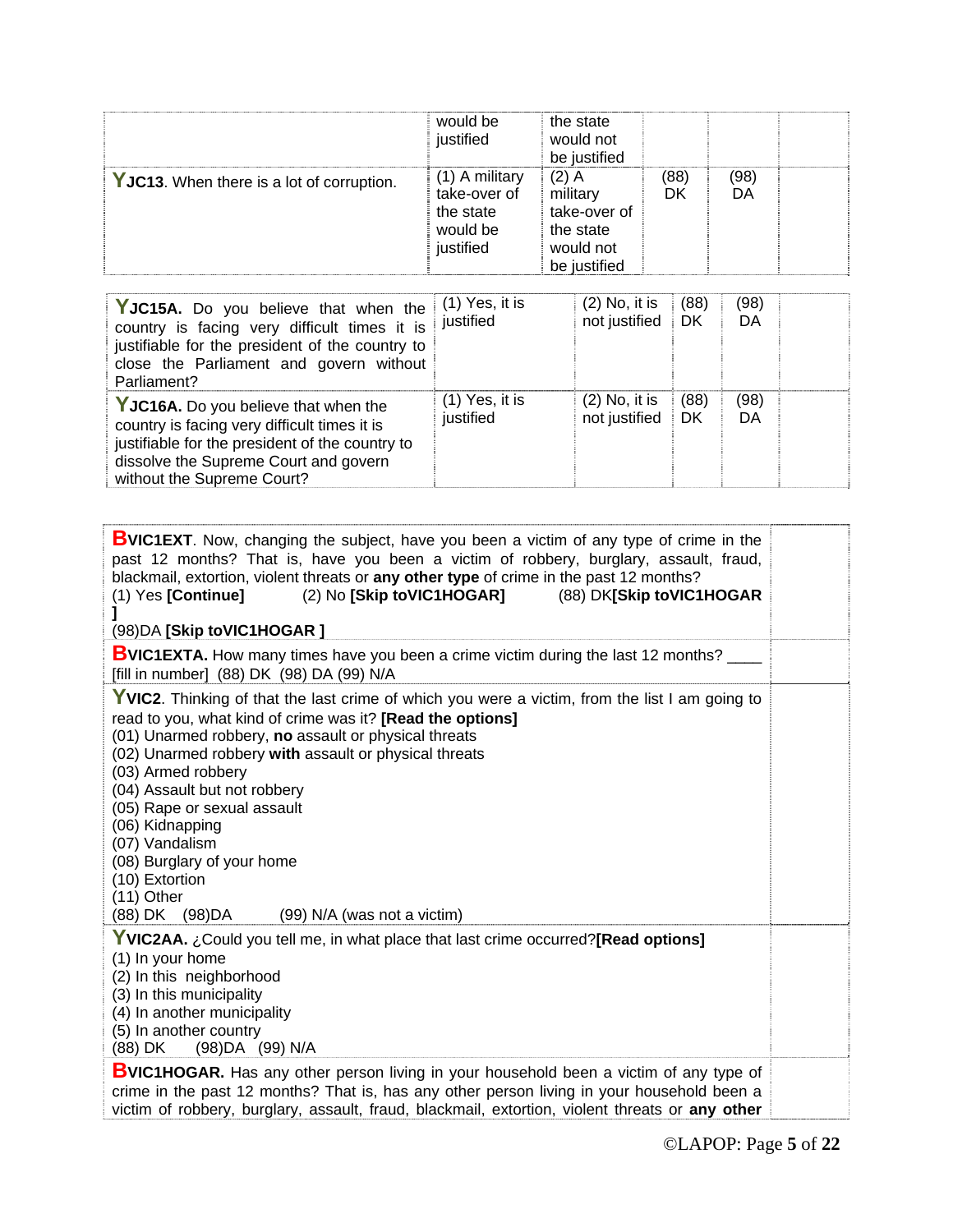| | would be justified | the state would not be justified | | | |
|---|---|---|---|---|---|
| **Y** **JC13**. When there is a lot of corruption. | (1) A military take-over of the state would be justified | (2) A military take-over of the state would not be justified | (88) DK | (98) DA | |

| | | | | | |
|---|---|---|---|---|---|
| **Y** **JC15A.** Do you believe that when the country is facing very difficult times it is justifiable for the president of the country to close the Parliament and govern without Parliament? | (1) Yes, it is justified | (2) No, it is not justified | (88) DK | (98) DA | |
| **Y** **JC16A.** Do you believe that when the country is facing very difficult times it is justifiable for the president of the country to dissolve the Supreme Court and govern without the Supreme Court? | (1) Yes, it is justified | (2) No, it is not justified | (88) DK | (98) DA | |

| | |
|---|---|
| **B** **VIC1EXT**. Now, changing the subject, have you been a victim of any type of crime in the past 12 months? That is, have you been a victim of robbery, burglary, assault, fraud, blackmail, extortion, violent threats or **any other type** of crime in the past 12 months?<br>(1) Yes **[Continue]** (2) No **[Skip toVIC1HOGAR]** (88) DK **[Skip toVIC1HOGAR ]**<br>(98)DA **[Skip toVIC1HOGAR ]** | |
| **B** **VIC1EXTA.** How many times have you been a crime victim during the last 12 months? ____ [fill in number] (88) DK (98) DA (99) N/A | |
| **Y** **VIC2**. Thinking of that the last crime of which you were a victim, from the list I am going to read to you, what kind of crime was it? **[Read the options]**<br>(01) Unarmed robbery, **no** assault or physical threats<br>(02) Unarmed robbery **with** assault or physical threats<br>(03) Armed robbery<br>(04) Assault but not robbery<br>(05) Rape or sexual assault<br>(06) Kidnapping<br>(07) Vandalism<br>(08) Burglary of your home<br>(10) Extortion<br>(11) Other<br>(88) DK (98)DA (99) N/A (was not a victim) | |
| **Y** **VIC2AA.** ¿Could you tell me, in what place that last crime occurred? **[Read options]**<br>(1) In your home<br>(2) In this neighborhood<br>(3) In this municipality<br>(4) In another municipality<br>(5) In another country<br>(88) DK (98)DA (99) N/A | |
| **B** **VIC1HOGAR.** Has any other person living in your household been a victim of any type of crime in the past 12 months? That is, has any other person living in your household been a victim of robbery, burglary, assault, fraud, blackmail, extortion, violent threats or **any other** | |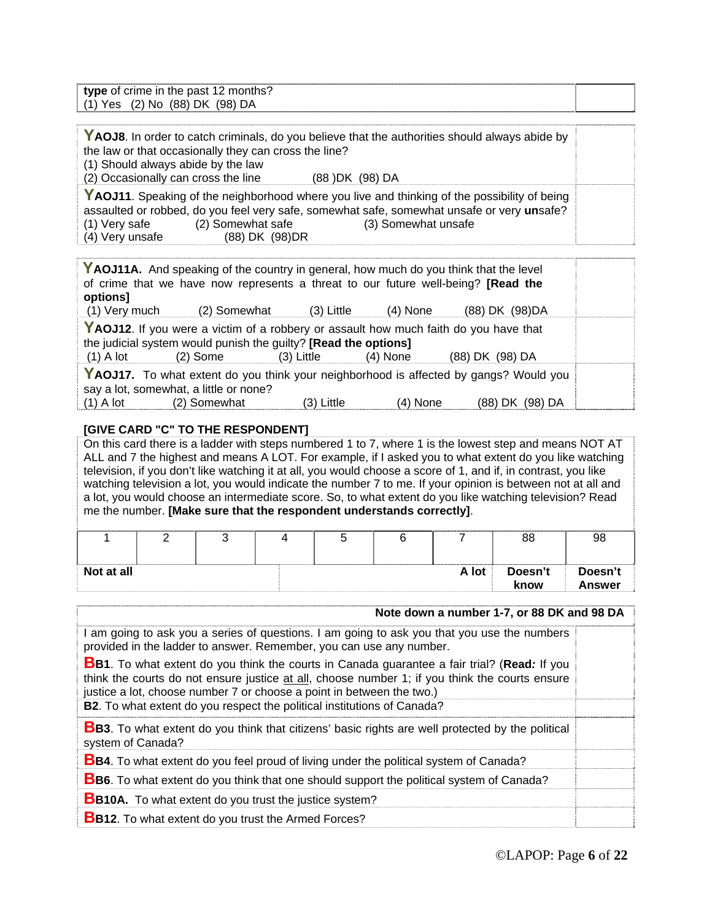| **type** of crime in the past 12 months?<br>(1) Yes (2) No (88) DK (98) DA | |
|---|---|

| | |
|---|---|
| **YAOJ8**. In order to catch criminals, do you believe that the authorities should always abide by the law or that occasionally they can cross the line?<br>(1) Should always abide by the law<br>(2) Occasionally can cross the line (88 )DK (98) DA | |
| **YAOJ11**. Speaking of the neighborhood where you live and thinking of the possibility of being assaulted or robbed, do you feel very safe, somewhat safe, somewhat unsafe or very **un**safe?<br>(1) Very safe (2) Somewhat safe (3) Somewhat unsafe<br>(4) Very unsafe (88) DK (98)DR | |

| | |
|---|---|
| **YAOJ11A.** And speaking of the country in general, how much do you think that the level of crime that we have now represents a threat to our future well-being? **[Read the options]**<br>(1) Very much (2) Somewhat (3) Little (4) None (88) DK (98)DA | |
| **YAOJ12**. If you were a victim of a robbery or assault how much faith do you have that the judicial system would punish the guilty? **[Read the options]**<br>(1) A lot (2) Some (3) Little (4) None (88) DK (98) DA | |
| **YAOJ17.** To what extent do you think your neighborhood is affected by gangs? Would you say a lot, somewhat, a little or none?<br>(1) A lot (2) Somewhat (3) Little (4) None (88) DK (98) DA | |

**[GIVE CARD "C" TO THE RESPONDENT]**

On this card there is a ladder with steps numbered 1 to 7, where 1 is the lowest step and means NOT AT ALL and 7 the highest and means A LOT. For example, if I asked you to what extent do you like watching television, if you don't like watching it at all, you would choose a score of 1, and if, in contrast, you like watching television a lot, you would indicate the number 7 to me. If your opinion is between not at all and a lot, you would choose an intermediate score. So, to what extent do you like watching television? Read me the number. **[Make sure that the respondent understands correctly]**.

| 1 | 2 | 3 | 4 | 5 | 6 | 7 | 88 | 98 |
|---|---|---|---|---|---|---|---|---|
| **Not at all** | | | | | | **A lot** | **Doesn't know** | **Doesn't Answer** |

| **Note down a number 1-7, or 88 DK and 98 DA** | |
|---|---|
| I am going to ask you a series of questions. I am going to ask you that you use the numbers provided in the ladder to answer. Remember, you can use any number.<br>**BB1**. To what extent do you think the courts in Canada guarantee a fair trial? (**Read*:*** If you think the courts do not ensure justice <u>at all</u>, choose number 1; if you think the courts ensure justice a lot, choose number 7 or choose a point in between the two.) | |
| **B2**. To what extent do you respect the political institutions of Canada? | |
| **BB3**. To what extent do you think that citizens' basic rights are well protected by the political system of Canada? | |
| **BB4**. To what extent do you feel proud of living under the political system of Canada? | |
| **BB6**. To what extent do you think that one should support the political system of Canada? | |
| **BB10A.** To what extent do you trust the justice system? | |
| **BB12**. To what extent do you trust the Armed Forces? | |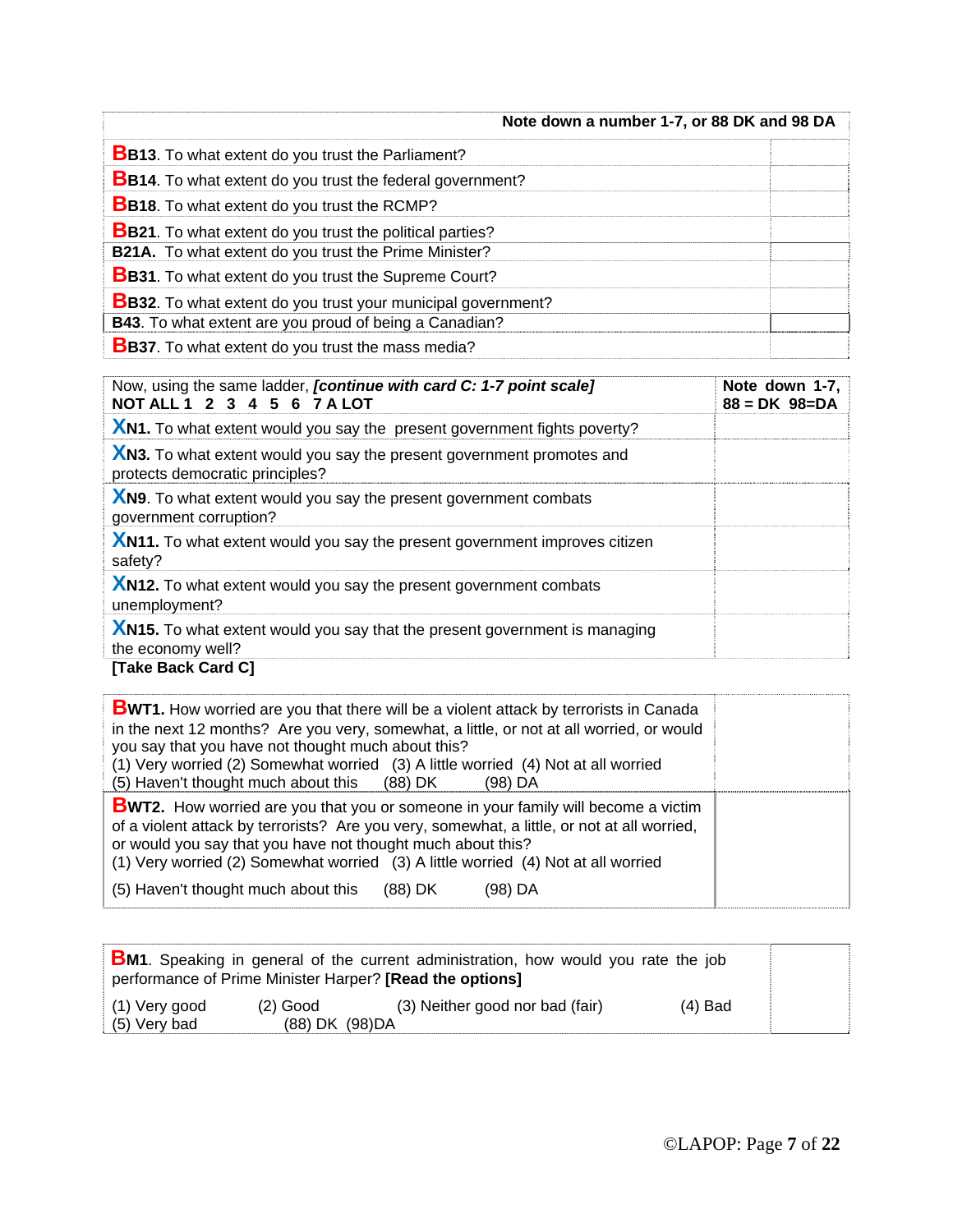| Note down a number 1-7, or 88 DK and 98 DA | |
|---|---|
| **B** **B13**. To what extent do you trust the Parliament? | |
| **B** **B14**. To what extent do you trust the federal government? | |
| **B** **B18**. To what extent do you trust the RCMP? | |
| **B** **B21**. To what extent do you trust the political parties? | |
| **B21A.** To what extent do you trust the Prime Minister? | |
| **B** **B31**. To what extent do you trust the Supreme Court? | |
| **B** **B32**. To what extent do you trust your municipal government? | |
| **B43**. To what extent are you proud of being a Canadian? | |
| **B** **B37**. To what extent do you trust the mass media? | |

| Now, using the same ladder, ***[continue with card C: 1-7 point scale]*** **NOT ALL 1 2 3 4 5 6 7 A LOT** | **Note down 1-7, 88 = DK 98=DA** |
|---|---|
| **X** **N1.** To what extent would you say the present government fights poverty? | |
| **X** **N3.** To what extent would you say the present government promotes and protects democratic principles? | |
| **X** **N9**. To what extent would you say the present government combats government corruption? | |
| **X** **N11.** To what extent would you say the present government improves citizen safety? | |
| **X** **N12.** To what extent would you say the present government combats unemployment? | |
| **X** **N15.** To what extent would you say that the present government is managing the economy well? | |

**[Take Back Card C]**

| | |
|---|---|
| **B** **WT1.** How worried are you that there will be a violent attack by terrorists in Canada in the next 12 months? Are you very, somewhat, a little, or not at all worried, or would you say that you have not thought much about this?<br>(1) Very worried (2) Somewhat worried (3) A little worried (4) Not at all worried<br>(5) Haven't thought much about this (88) DK (98) DA | |
| **B** **WT2.** How worried are you that you or someone in your family will become a victim of a violent attack by terrorists? Are you very, somewhat, a little, or not at all worried, or would you say that you have not thought much about this?<br>(1) Very worried (2) Somewhat worried (3) A little worried (4) Not at all worried<br>(5) Haven't thought much about this (88) DK (98) DA | |

| | |
|---|---|
| **B** **M1**. Speaking in general of the current administration, how would you rate the job performance of Prime Minister Harper? **[Read the options]**<br>(1) Very good (2) Good (3) Neither good nor bad (fair) (4) Bad<br>(5) Very bad (88) DK (98)DA | |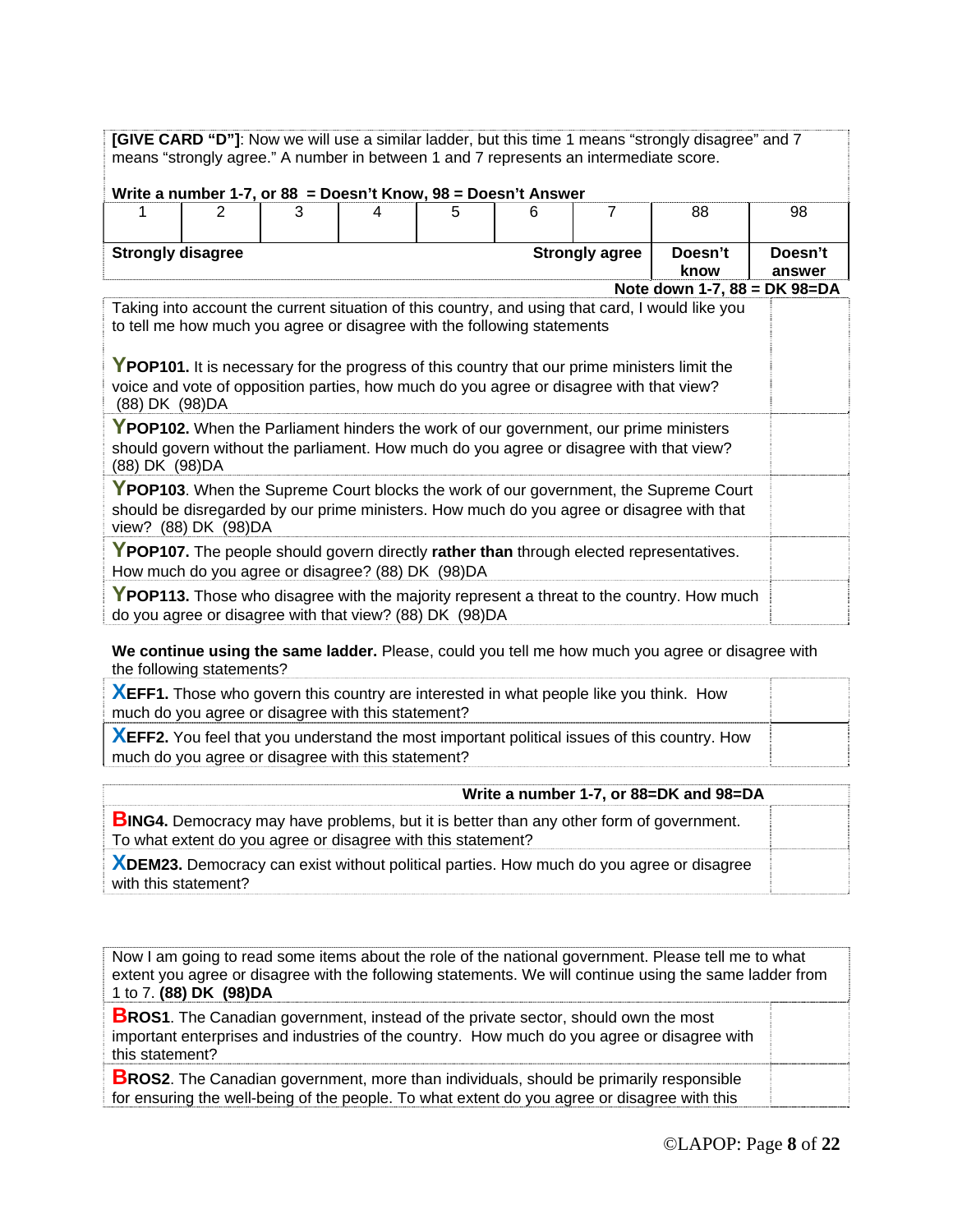**[GIVE CARD "D"]**: Now we will use a similar ladder, but this time 1 means "strongly disagree" and 7 means "strongly agree." A number in between 1 and 7 represents an intermediate score.

**Write a number 1-7, or 88 = Doesn't Know, 98 = Doesn't Answer**

| 1 | 2 | 3 | 4 | 5 | 6 | 7 | 88 | 98 |
|---|---|---|---|---|---|---|---|---|
| **Strongly disagree** | | | | | | **Strongly agree** | **Doesn't know** | **Doesn't answer** |

**Note down 1-7, 88 = DK 98=DA**

| | |
|---|---|
| Taking into account the current situation of this country, and using that card, I would like you to tell me how much you agree or disagree with the following statements<br><br>**YPOP101.** It is necessary for the progress of this country that our prime ministers limit the voice and vote of opposition parties, how much do you agree or disagree with that view? (88) DK (98)DA | |
| **YPOP102.** When the Parliament hinders the work of our government, our prime ministers should govern without the parliament. How much do you agree or disagree with that view? (88) DK (98)DA | |
| **YPOP103**. When the Supreme Court blocks the work of our government, the Supreme Court should be disregarded by our prime ministers. How much do you agree or disagree with that view? (88) DK (98)DA | |
| **YPOP107.** The people should govern directly **rather than** through elected representatives. How much do you agree or disagree? (88) DK (98)DA | |
| **YPOP113.** Those who disagree with the majority represent a threat to the country. How much do you agree or disagree with that view? (88) DK (98)DA | |

**We continue using the same ladder.** Please, could you tell me how much you agree or disagree with the following statements?

| | |
|---|---|
| **XEFF1.** Those who govern this country are interested in what people like you think. How much do you agree or disagree with this statement? | |
| **XEFF2.** You feel that you understand the most important political issues of this country. How much do you agree or disagree with this statement? | |

| **Write a number 1-7, or 88=DK and 98=DA** | |
|---|---|
| **BING4.** Democracy may have problems, but it is better than any other form of government. To what extent do you agree or disagree with this statement? | |
| **XDEM23.** Democracy can exist without political parties. How much do you agree or disagree with this statement? | |

| | |
|---|---|
| Now I am going to read some items about the role of the national government. Please tell me to what extent you agree or disagree with the following statements. We will continue using the same ladder from 1 to 7. **(88) DK (98)DA** | |
| **BROS1**. The Canadian government, instead of the private sector, should own the most important enterprises and industries of the country. How much do you agree or disagree with this statement? | |
| **BROS2**. The Canadian government, more than individuals, should be primarily responsible for ensuring the well-being of the people. To what extent do you agree or disagree with this | |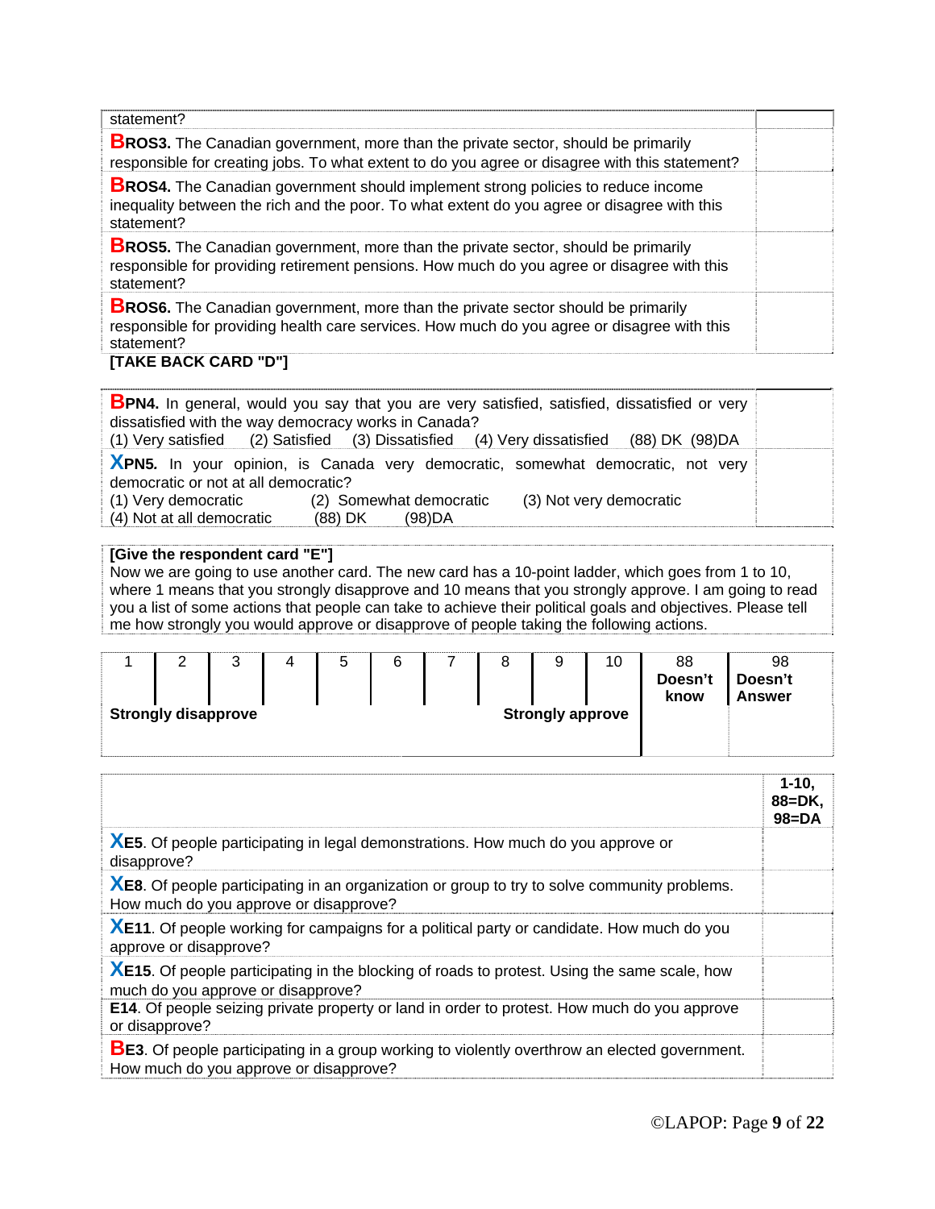| | |
|---|---|
| statement? | |
| **BROS3.** The Canadian government, more than the private sector, should be primarily responsible for creating jobs. To what extent to do you agree or disagree with this statement? | |
| **BROS4.** The Canadian government should implement strong policies to reduce income inequality between the rich and the poor. To what extent do you agree or disagree with this statement? | |
| **BROS5.** The Canadian government, more than the private sector, should be primarily responsible for providing retirement pensions. How much do you agree or disagree with this statement? | |
| **BROS6.** The Canadian government, more than the private sector should be primarily responsible for providing health care services. How much do you agree or disagree with this statement? | |

**[TAKE BACK CARD "D"]**

| | |
|---|---|
| **BPN4.** In general, would you say that you are very satisfied, satisfied, dissatisfied or very dissatisfied with the way democracy works in Canada?<br>(1) Very satisfied (2) Satisfied (3) Dissatisfied (4) Very dissatisfied (88) DK (98)DA | |
| **XPN5.** In your opinion, is Canada very democratic, somewhat democratic, not very democratic or not at all democratic?<br>(1) Very democratic (2) Somewhat democratic (3) Not very democratic<br>(4) Not at all democratic (88) DK (98)DA | |

**[Give the respondent card "E"]**
Now we are going to use another card. The new card has a 10-point ladder, which goes from 1 to 10, where 1 means that you strongly disapprove and 10 means that you strongly approve. I am going to read you a list of some actions that people can take to achieve their political goals and objectives. Please tell me how strongly you would approve or disapprove of people taking the following actions.

| 1 | 2 | 3 | 4 | 5 | 6 | 7 | 8 | 9 | 10 | 88 | 98 |
|---|---|---|---|---|---|---|---|---|---|---|---|
| **Strongly disapprove** | | | | | | | **Strongly approve** | | | **Doesn't know** | **Doesn't Answer** |

| | **1-10, 88=DK, 98=DA** |
|---|---|
| **XE5**. Of people participating in legal demonstrations. How much do you approve or disapprove? | |
| **XE8**. Of people participating in an organization or group to try to solve community problems. How much do you approve or disapprove? | |
| **XE11**. Of people working for campaigns for a political party or candidate. How much do you approve or disapprove? | |
| **XE15**. Of people participating in the blocking of roads to protest. Using the same scale, how much do you approve or disapprove? | |
| **E14**. Of people seizing private property or land in order to protest. How much do you approve or disapprove? | |
| **BE3**. Of people participating in a group working to violently overthrow an elected government. How much do you approve or disapprove? | |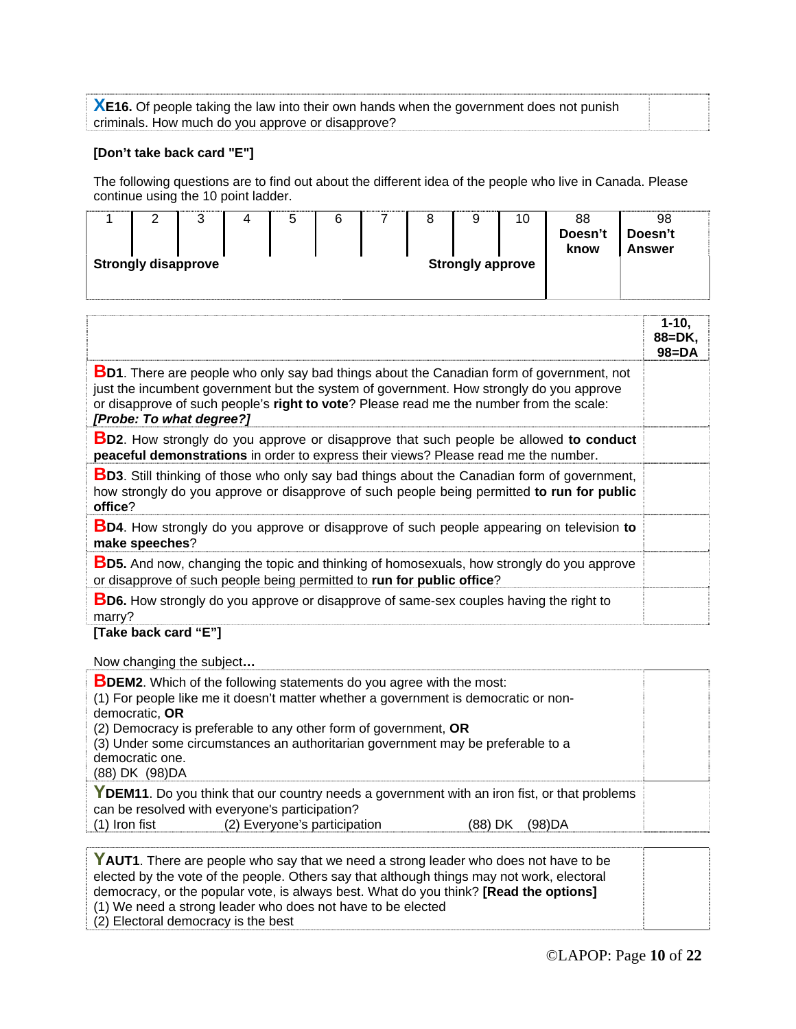| **XE16.** Of people taking the law into their own hands when the government does not punish criminals. How much do you approve or disapprove? | |
|---|---|

**[Don't take back card "E"]**

The following questions are to find out about the different idea of the people who live in Canada. Please continue using the 10 point ladder.

| 1 | 2 | 3 | 4 | 5 | 6 | 7 | 8 | 9 | 10 | 88 **Doesn't know** | 98 **Doesn't Answer** |
|---|---|---|---|---|---|---|---|---|---|---|---|
| **Strongly disapprove** | | | | | | | **Strongly approve** | | | | |

| | **1-10, 88=DK, 98=DA** |
|---|---|
| **BD1**. There are people who only say bad things about the Canadian form of government, not just the incumbent government but the system of government. How strongly do you approve or disapprove of such people's **right to vote**? Please read me the number from the scale: ***[Probe: To what degree?]*** | |
| **BD2**. How strongly do you approve or disapprove that such people be allowed **to conduct peaceful demonstrations** in order to express their views? Please read me the number. | |
| **BD3**. Still thinking of those who only say bad things about the Canadian form of government, how strongly do you approve or disapprove of such people being permitted **to run for public office**? | |
| **BD4**. How strongly do you approve or disapprove of such people appearing on television **to make speeches**? | |
| **BD5.** And now, changing the topic and thinking of homosexuals, how strongly do you approve or disapprove of such people being permitted to **run for public office**? | |
| **BD6.** How strongly do you approve or disapprove of same-sex couples having the right to marry? | |

**[Take back card "E"]**

Now changing the subject**…**

| | |
|---|---|
| **BDEM2**. Which of the following statements do you agree with the most:<br>(1) For people like me it doesn't matter whether a government is democratic or non-democratic, **OR**<br>(2) Democracy is preferable to any other form of government, **OR**<br>(3) Under some circumstances an authoritarian government may be preferable to a democratic one.<br>(88) DK (98)DA | |
| **YDEM11**. Do you think that our country needs a government with an iron fist, or that problems can be resolved with everyone's participation?<br>(1) Iron fist (2) Everyone's participation (88) DK (98)DA | |

| | |
|---|---|
| **YAUT1**. There are people who say that we need a strong leader who does not have to be elected by the vote of the people. Others say that although things may not work, electoral democracy, or the popular vote, is always best. What do you think? **[Read the options]**<br>(1) We need a strong leader who does not have to be elected<br>(2) Electoral democracy is the best | |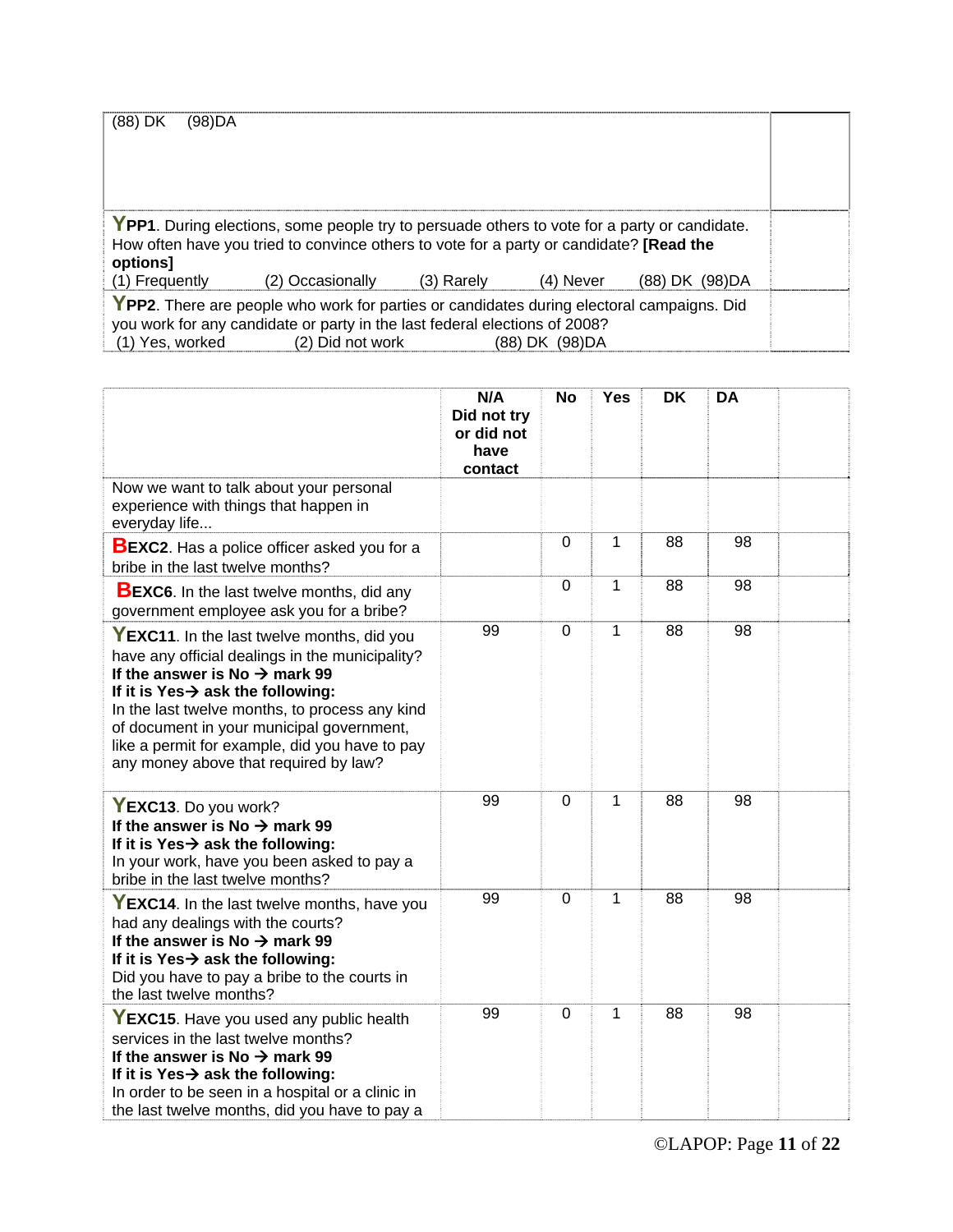| | |
|---|---|
| (88) DK (98)DA | |
| **Y** **PP1**. During elections, some people try to persuade others to vote for a party or candidate. How often have you tried to convince others to vote for a party or candidate? **[Read the options]**<br>(1) Frequently (2) Occasionally (3) Rarely (4) Never (88) DK (98)DA | |
| **Y** **PP2**. There are people who work for parties or candidates during electoral campaigns. Did you work for any candidate or party in the last federal elections of 2008?<br>(1) Yes, worked (2) Did not work (88) DK (98)DA | |

| | N/A Did not try or did not have contact | No | Yes | DK | DA | |
|---|---|---|---|---|---|---|
| Now we want to talk about your personal experience with things that happen in everyday life... | | | | | | |
| **B** **EXC2**. Has a police officer asked you for a bribe in the last twelve months? | | 0 | 1 | 88 | 98 | |
| **B** **EXC6**. In the last twelve months, did any government employee ask you for a bribe? | | 0 | 1 | 88 | 98 | |
| **Y** **EXC11**. In the last twelve months, did you have any official dealings in the municipality?<br>**If the answer is No → mark 99**<br>**If it is Yes→ ask the following:**<br>In the last twelve months, to process any kind of document in your municipal government, like a permit for example, did you have to pay any money above that required by law? | 99 | 0 | 1 | 88 | 98 | |
| **Y** **EXC13**. Do you work?<br>**If the answer is No → mark 99**<br>**If it is Yes→ ask the following:**<br>In your work, have you been asked to pay a bribe in the last twelve months? | 99 | 0 | 1 | 88 | 98 | |
| **Y** **EXC14**. In the last twelve months, have you had any dealings with the courts?<br>**If the answer is No → mark 99**<br>**If it is Yes→ ask the following:**<br>Did you have to pay a bribe to the courts in the last twelve months? | 99 | 0 | 1 | 88 | 98 | |
| **Y** **EXC15**. Have you used any public health services in the last twelve months?<br>**If the answer is No → mark 99**<br>**If it is Yes→ ask the following:**<br>In order to be seen in a hospital or a clinic in the last twelve months, did you have to pay a | 99 | 0 | 1 | 88 | 98 | |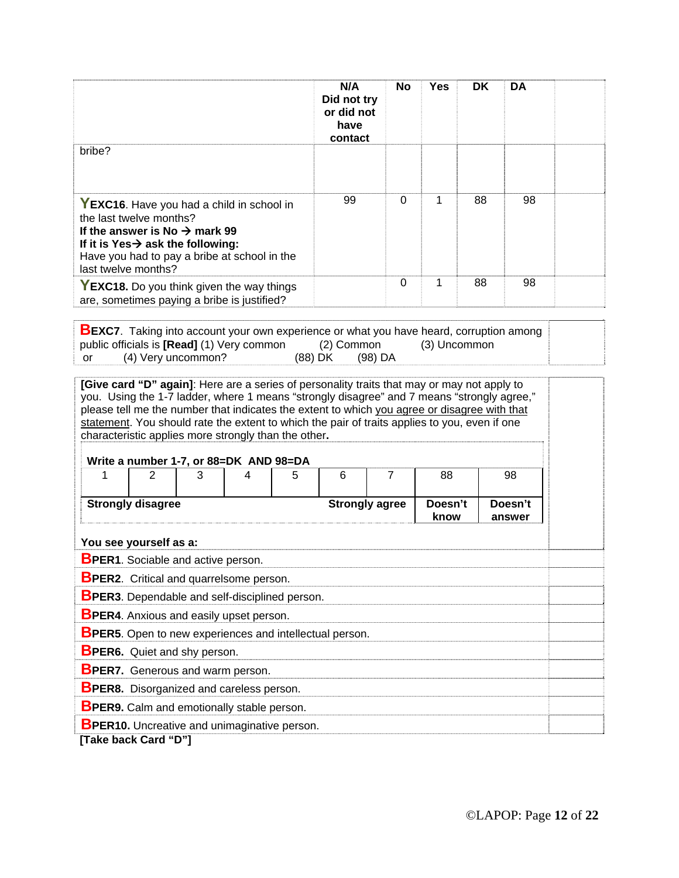| | N/A Did not try or did not have contact | No | Yes | DK | DA | |
|---|---|---|---|---|---|---|
| bribe? | | | | | | |
| **Y** **EXC16**. Have you had a child in school in the last twelve months? **If the answer is No → mark 99** **If it is Yes→ ask the following:** Have you had to pay a bribe at school in the last twelve months? | 99 | 0 | 1 | 88 | 98 | |
| **Y** **EXC18.** Do you think given the way things are, sometimes paying a bribe is justified? | | 0 | 1 | 88 | 98 | |

| | |
|---|---|
| **B** **EXC7**. Taking into account your own experience or what you have heard, corruption among public officials is **[Read]** (1) Very common (2) Common (3) Uncommon or (4) Very uncommon? (88) DK (98) DA | |

**[Give card "D" again]**: Here are a series of personality traits that may or may not apply to you. Using the 1-7 ladder, where 1 means "strongly disagree" and 7 means "strongly agree," please tell me the number that indicates the extent to which you agree or disagree with that statement. You should rate the extent to which the pair of traits applies to you, even if one characteristic applies more strongly than the other.

**Write a number 1-7, or 88=DK AND 98=DA**

| 1 | 2 | 3 | 4 | 5 | 6 | 7 | 88 | 98 |
|---|---|---|---|---|---|---|---|---|
| **Strongly disagree** | | | | | **Strongly agree** | | **Doesn't know** | **Doesn't answer** |

**You see yourself as a:**

| | |
|---|---|
| **B** **PER1**. Sociable and active person. | |
| **B** **PER2**. Critical and quarrelsome person. | |
| **B** **PER3**. Dependable and self-disciplined person. | |
| **B** **PER4**. Anxious and easily upset person. | |
| **B** **PER5**. Open to new experiences and intellectual person. | |
| **B** **PER6.** Quiet and shy person. | |
| **B** **PER7.** Generous and warm person. | |
| **B** **PER8.** Disorganized and careless person. | |
| **B** **PER9.** Calm and emotionally stable person. | |
| **B** **PER10.** Uncreative and unimaginative person. | |

**[Take back Card "D"]**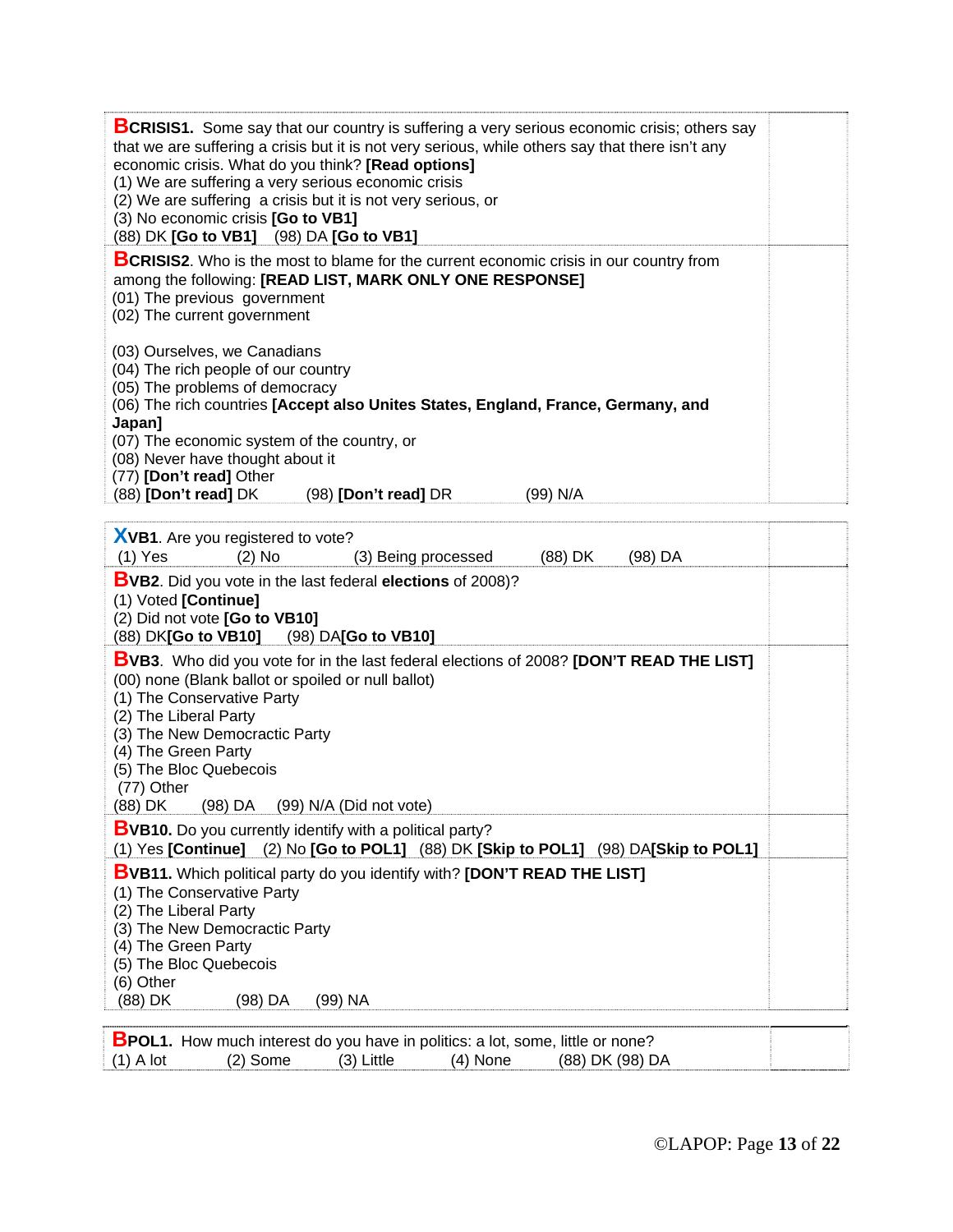**B**CRISIS1. Some say that our country is suffering a very serious economic crisis; others say that we are suffering a crisis but it is not very serious, while others say that there isn't any economic crisis. What do you think? **[Read options]**
(1) We are suffering a very serious economic crisis
(2) We are suffering a crisis but it is not very serious, or
(3) No economic crisis **[Go to VB1]**
(88) DK **[Go to VB1]** (98) DA **[Go to VB1]**

**B**CRISIS2. Who is the most to blame for the current economic crisis in our country from among the following: **[READ LIST, MARK ONLY ONE RESPONSE]**
(01) The previous government
(02) The current government

(03) Ourselves, we Canadians
(04) The rich people of our country
(05) The problems of democracy
(06) The rich countries **[Accept also Unites States, England, France, Germany, and Japan]**
(07) The economic system of the country, or
(08) Never have thought about it
(77) **[Don't read]** Other
(88) **[Don't read]** DK (98) **[Don't read]** DR (99) N/A

**X**VB1. Are you registered to vote?
(1) Yes (2) No (3) Being processed (88) DK (98) DA

**B**VB2. Did you vote in the last federal **elections** of 2008)?
(1) Voted **[Continue]**
(2) Did not vote **[Go to VB10]**
(88) DK**[Go to VB10]** (98) DA**[Go to VB10]**

**B**VB3. Who did you vote for in the last federal elections of 2008? **[DON'T READ THE LIST]**
(00) none (Blank ballot or spoiled or null ballot)
(1) The Conservative Party
(2) The Liberal Party
(3) The New Democractic Party
(4) The Green Party
(5) The Bloc Quebecois
(77) Other
(88) DK (98) DA (99) N/A (Did not vote)

**B**VB10. Do you currently identify with a political party?
(1) Yes **[Continue]** (2) No **[Go to POL1]** (88) DK **[Skip to POL1]** (98) DA**[Skip to POL1]**

**B**VB11. Which political party do you identify with? **[DON'T READ THE LIST]**
(1) The Conservative Party
(2) The Liberal Party
(3) The New Democractic Party
(4) The Green Party
(5) The Bloc Quebecois
(6) Other
(88) DK (98) DA (99) NA

**B**POL1. How much interest do you have in politics: a lot, some, little or none?
(1) A lot (2) Some (3) Little (4) None (88) DK (98) DA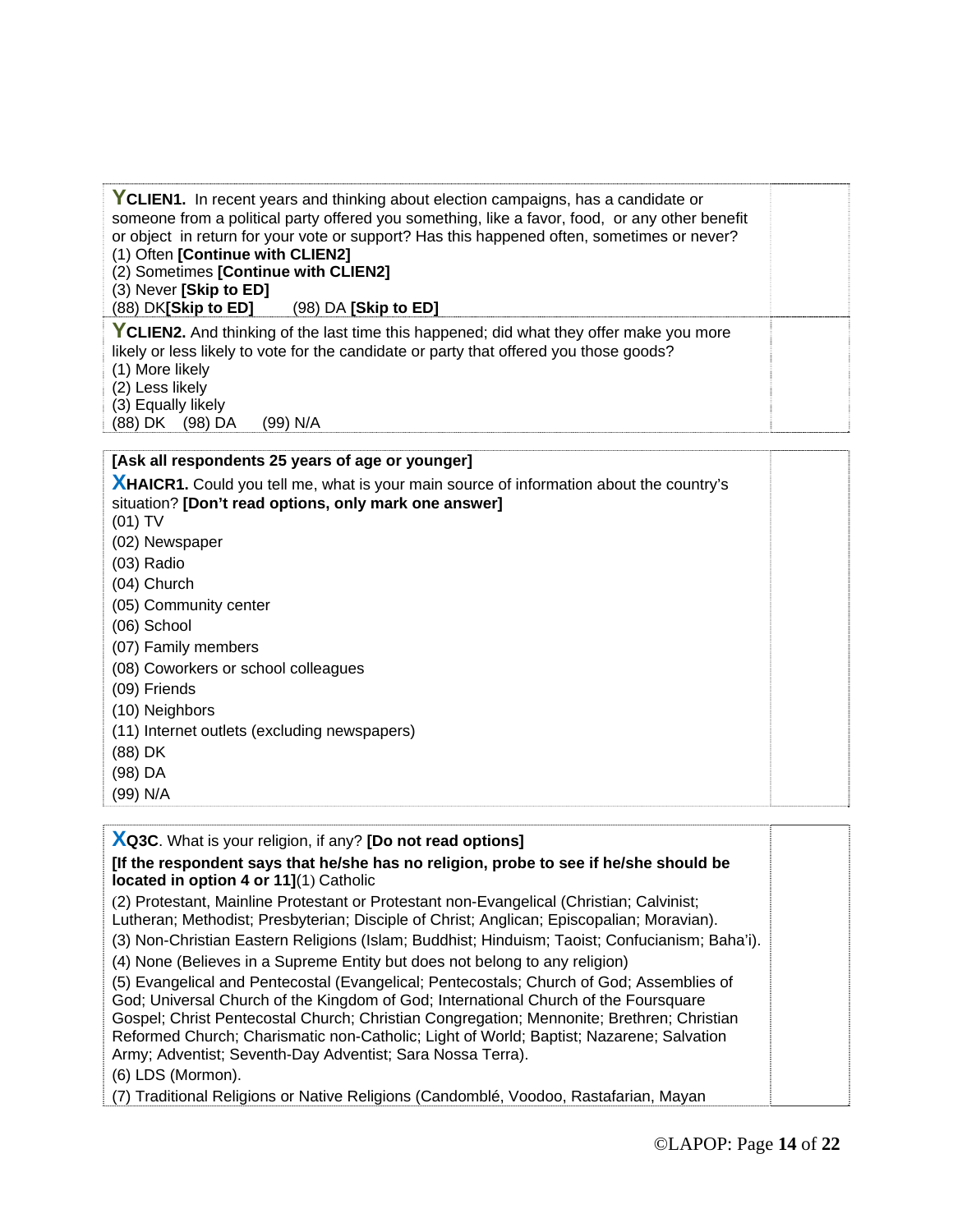**Y** **CLIEN1.** In recent years and thinking about election campaigns, has a candidate or someone from a political party offered you something, like a favor, food, or any other benefit or object in return for your vote or support? Has this happened often, sometimes or never?
(1) Often **[Continue with CLIEN2]**
(2) Sometimes **[Continue with CLIEN2]**
(3) Never **[Skip to ED]**
(88) DK**[Skip to ED]** (98) DA **[Skip to ED]**

**Y** **CLIEN2.** And thinking of the last time this happened; did what they offer make you more likely or less likely to vote for the candidate or party that offered you those goods?
(1) More likely
(2) Less likely
(3) Equally likely
(88) DK (98) DA (99) N/A

**[Ask all respondents 25 years of age or younger]**

**X** **HAICR1.** Could you tell me, what is your main source of information about the country's situation? **[Don't read options, only mark one answer]**
(01) TV
(02) Newspaper
(03) Radio
(04) Church
(05) Community center
(06) School
(07) Family members
(08) Coworkers or school colleagues
(09) Friends
(10) Neighbors
(11) Internet outlets (excluding newspapers)
(88) DK
(98) DA
(99) N/A

**X** **Q3C**. What is your religion, if any? **[Do not read options]**
**[If the respondent says that he/she has no religion, probe to see if he/she should be located in option 4 or 11]**(1) Catholic
(2) Protestant, Mainline Protestant or Protestant non-Evangelical (Christian; Calvinist; Lutheran; Methodist; Presbyterian; Disciple of Christ; Anglican; Episcopalian; Moravian).
(3) Non-Christian Eastern Religions (Islam; Buddhist; Hinduism; Taoist; Confucianism; Baha'i).
(4) None (Believes in a Supreme Entity but does not belong to any religion)
(5) Evangelical and Pentecostal (Evangelical; Pentecostals; Church of God; Assemblies of God; Universal Church of the Kingdom of God; International Church of the Foursquare Gospel; Christ Pentecostal Church; Christian Congregation; Mennonite; Brethren; Christian Reformed Church; Charismatic non-Catholic; Light of World; Baptist; Nazarene; Salvation Army; Adventist; Seventh-Day Adventist; Sara Nossa Terra).
(6) LDS (Mormon).
(7) Traditional Religions or Native Religions (Candomblé, Voodoo, Rastafarian, Mayan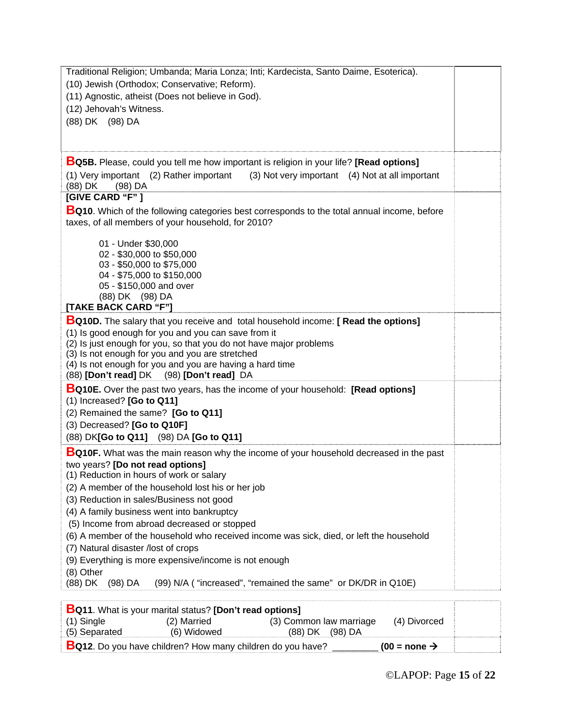Traditional Religion; Umbanda; Maria Lonza; Inti; Kardecista, Santo Daime, Esoterica).
(10) Jewish (Orthodox; Conservative; Reform).
(11) Agnostic, atheist (Does not believe in God).
(12) Jehovah's Witness.
(88) DK (98) DA

**BQ5B.** Please, could you tell me how important is religion in your life? **[Read options]**
(1) Very important (2) Rather important (3) Not very important (4) Not at all important
(88) DK (98) DA

**[GIVE CARD "F" ]**

**BQ10**. Which of the following categories best corresponds to the total annual income, before taxes, of all members of your household, for 2010?

01 - Under $30,000
02 - $30,000 to $50,000
03 - $50,000 to $75,000
04 - $75,000 to $150,000
05 - $150,000 and over
(88) DK (98) DA

**[TAKE BACK CARD "F"]**

**BQ10D.** The salary that you receive and total household income: **[ Read the options]**
(1) Is good enough for you and you can save from it
(2) Is just enough for you, so that you do not have major problems
(3) Is not enough for you and you are stretched
(4) Is not enough for you and you are having a hard time
(88) **[Don't read]** DK (98) **[Don't read]** DA

**BQ10E.** Over the past two years, has the income of your household: **[Read options]**
(1) Increased? **[Go to Q11]**
(2) Remained the same? **[Go to Q11]**
(3) Decreased? **[Go to Q10F]**
(88) DK**[Go to Q11]** (98) DA **[Go to Q11]**

**BQ10F.** What was the main reason why the income of your household decreased in the past two years? **[Do not read options]**
(1) Reduction in hours of work or salary
(2) A member of the household lost his or her job
(3) Reduction in sales/Business not good
(4) A family business went into bankruptcy
(5) Income from abroad decreased or stopped
(6) A member of the household who received income was sick, died, or left the household
(7) Natural disaster /lost of crops
(9) Everything is more expensive/income is not enough
(8) Other
(88) DK (98) DA (99) N/A ( "increased", "remained the same" or DK/DR in Q10E)

**BQ11**. What is your marital status? **[Don't read options]**
(1) Single (2) Married (3) Common law marriage (4) Divorced
(5) Separated (6) Widowed (88) DK (98) DA

**BQ12**. Do you have children? How many children do you have? _________ **(00 = none →**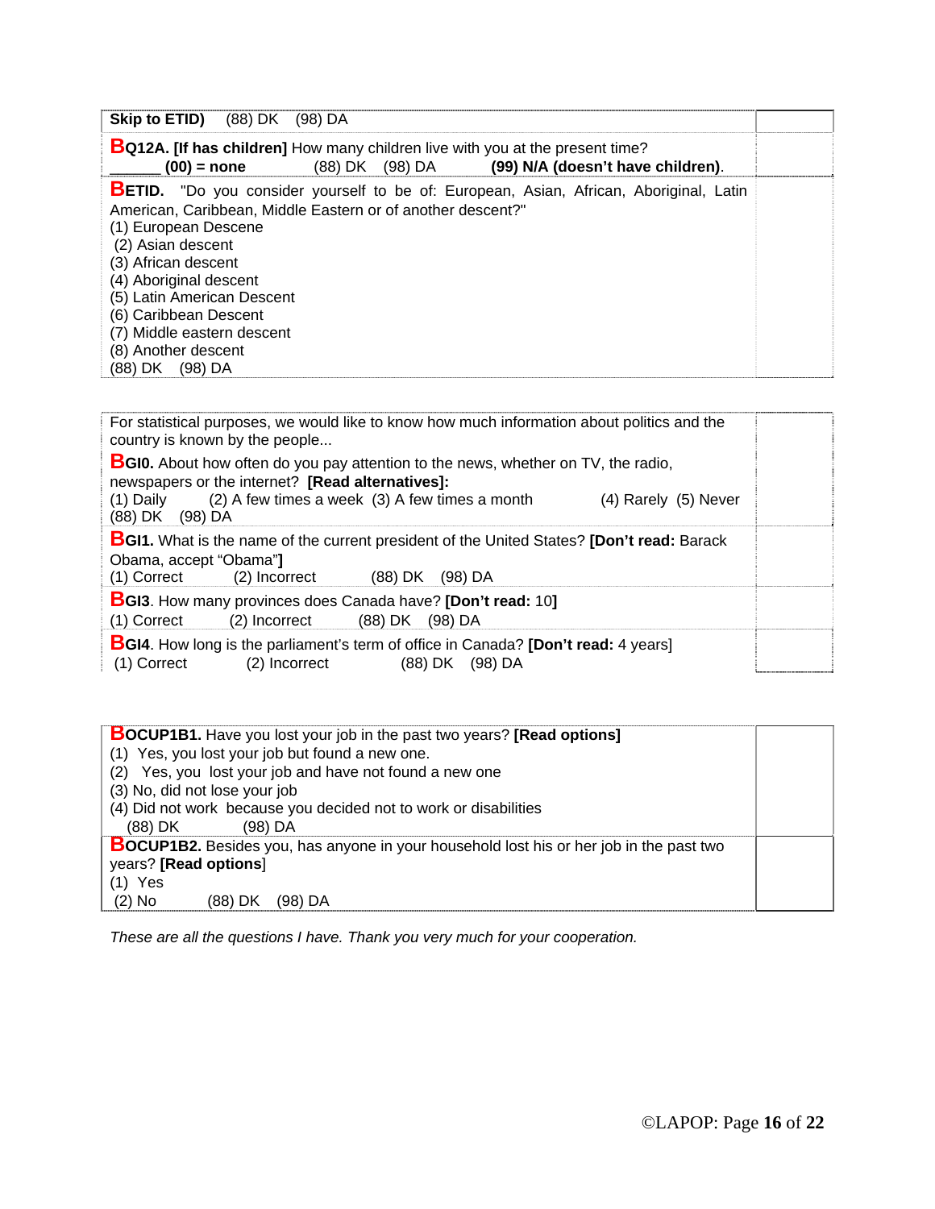**Skip to ETID)** (88) DK (98) DA

**B** **Q12A. [If has children]** How many children live with you at the present time?
______ **(00) = none** (88) DK (98) DA **(99) N/A (doesn't have children)**.

**B** **ETID.** "Do you consider yourself to be of: European, Asian, African, Aboriginal, Latin American, Caribbean, Middle Eastern or of another descent?"
(1) European Descene
(2) Asian descent
(3) African descent
(4) Aboriginal descent
(5) Latin American Descent
(6) Caribbean Descent
(7) Middle eastern descent
(8) Another descent
(88) DK (98) DA

For statistical purposes, we would like to know how much information about politics and the country is known by the people...

**B** **GI0.** About how often do you pay attention to the news, whether on TV, the radio, newspapers or the internet? **[Read alternatives]:**
(1) Daily (2) A few times a week (3) A few times a month (4) Rarely (5) Never
(88) DK (98) DA

**B** **GI1.** What is the name of the current president of the United States? **[Don't read:** Barack Obama, accept "Obama"**]**
(1) Correct (2) Incorrect (88) DK (98) DA

**B** **GI3**. How many provinces does Canada have? **[Don't read:** 10**]**
(1) Correct (2) Incorrect (88) DK (98) DA

**B** **GI4**. How long is the parliament's term of office in Canada? **[Don't read:** 4 years]
(1) Correct (2) Incorrect (88) DK (98) DA

**B** **OCUP1B1.** Have you lost your job in the past two years? **[Read options]**
(1) Yes, you lost your job but found a new one.
(2) Yes, you lost your job and have not found a new one
(3) No, did not lose your job
(4) Did not work because you decided not to work or disabilities
(88) DK (98) DA

**B** **OCUP1B2.** Besides you, has anyone in your household lost his or her job in the past two years? **[Read options**]
(1) Yes
(2) No (88) DK (98) DA

*These are all the questions I have. Thank you very much for your cooperation.*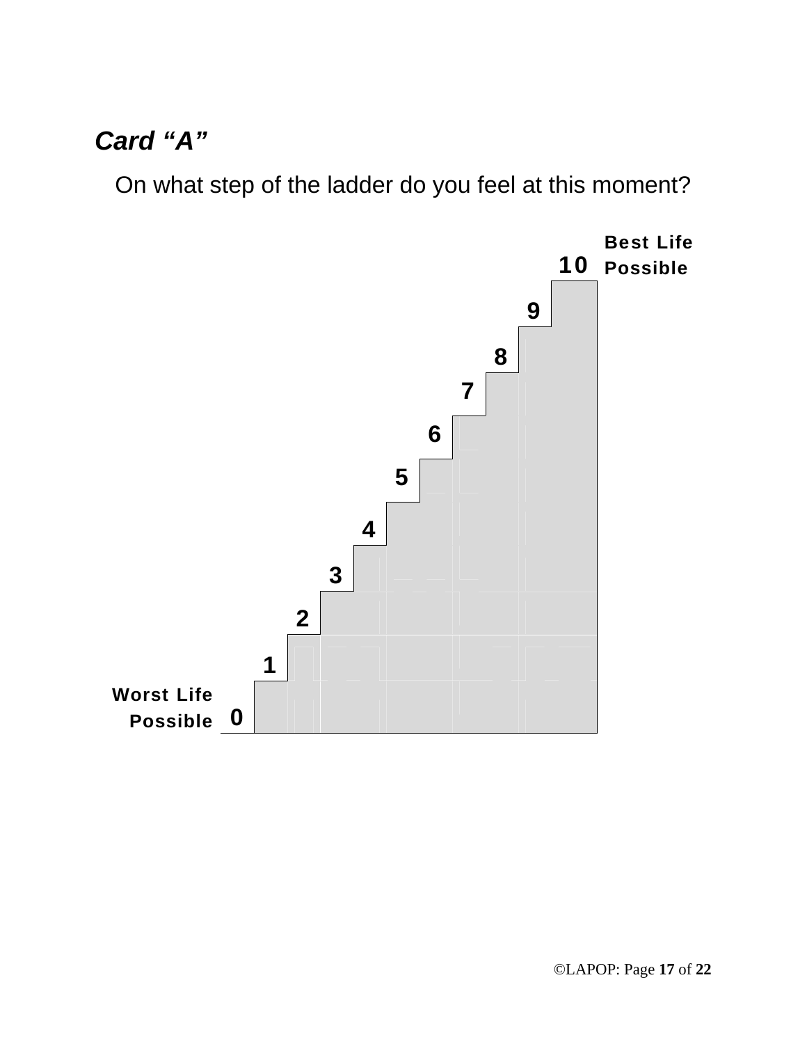## *Card "A"*

On what step of the ladder do you feel at this moment?

**Best Life Possible**

**10**

**9**

**8**

**7**

**6**

**5**

**4**

**3**

**2**

**1**

**0**

**Worst Life Possible**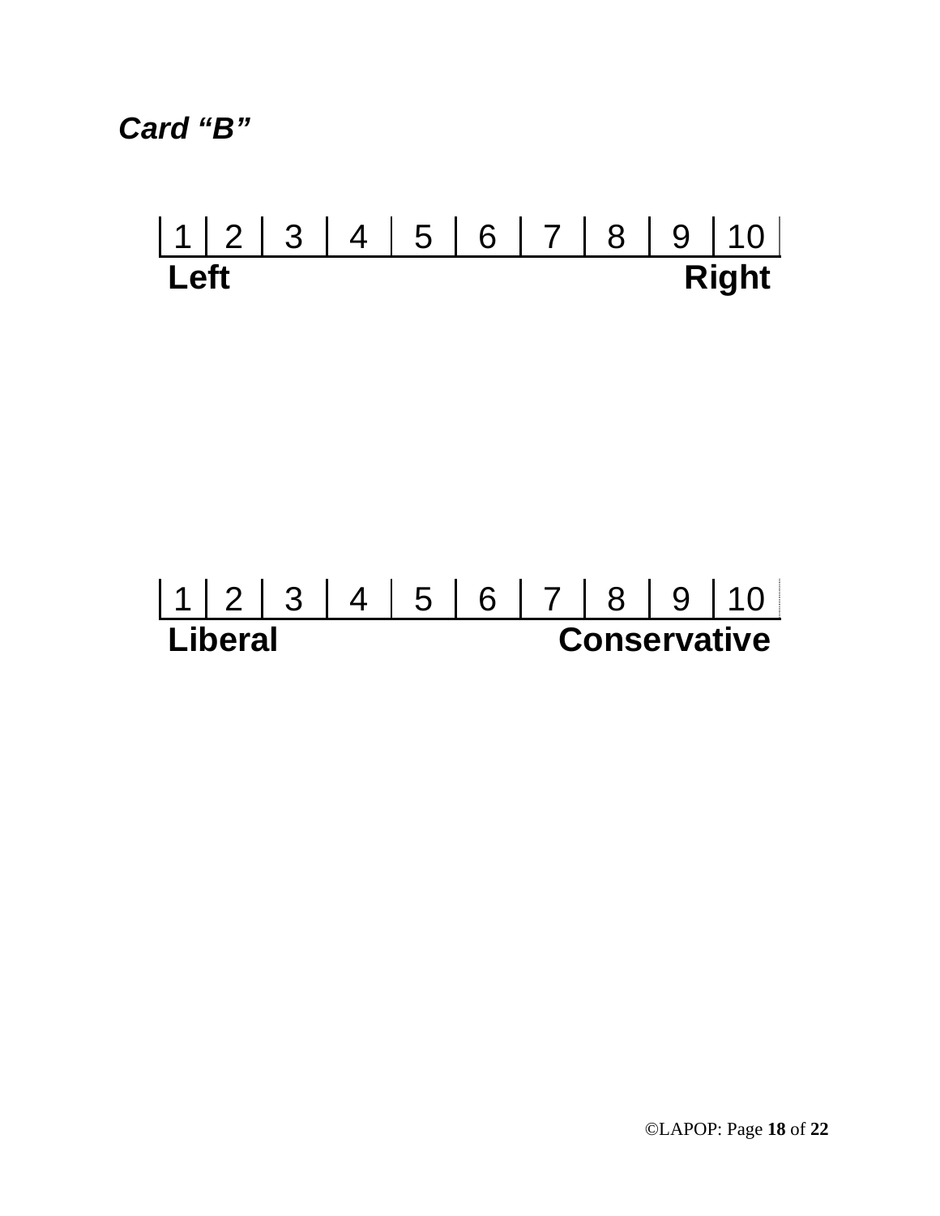***Card "B"***

| 1 | 2 | 3 | 4 | 5 | 6 | 7 | 8 | 9 | 10 |
|---|---|---|---|---|---|---|---|---|---|
| **Left** | | | | | | | | | **Right** |

| 1 | 2 | 3 | 4 | 5 | 6 | 7 | 8 | 9 | 10 |
|---|---|---|---|---|---|---|---|---|---|
| **Liberal** | | | | | | | | | **Conservative** |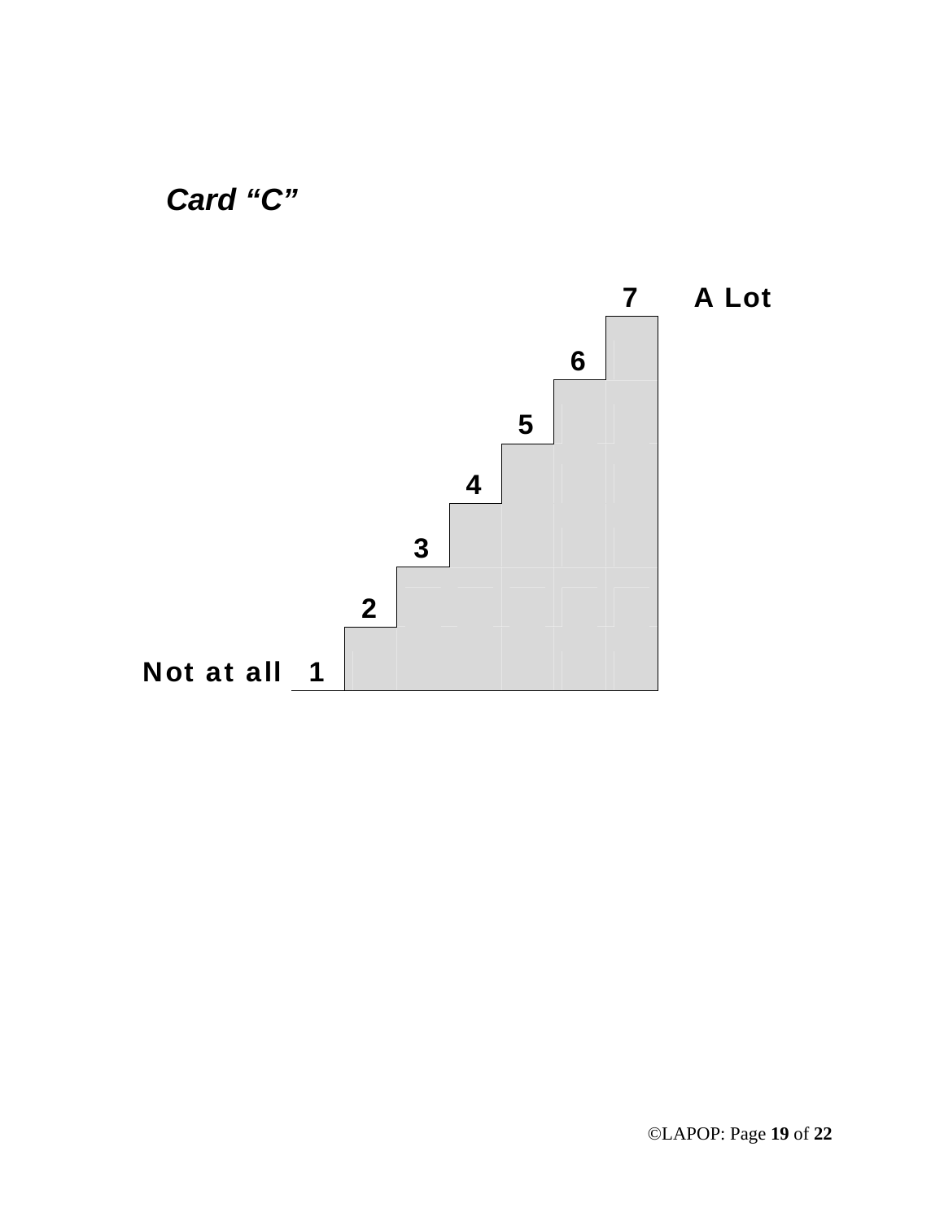***Card "C"***

**7 A Lot**

**6**

**5**

**4**

**3**

**2**

**Not at all 1**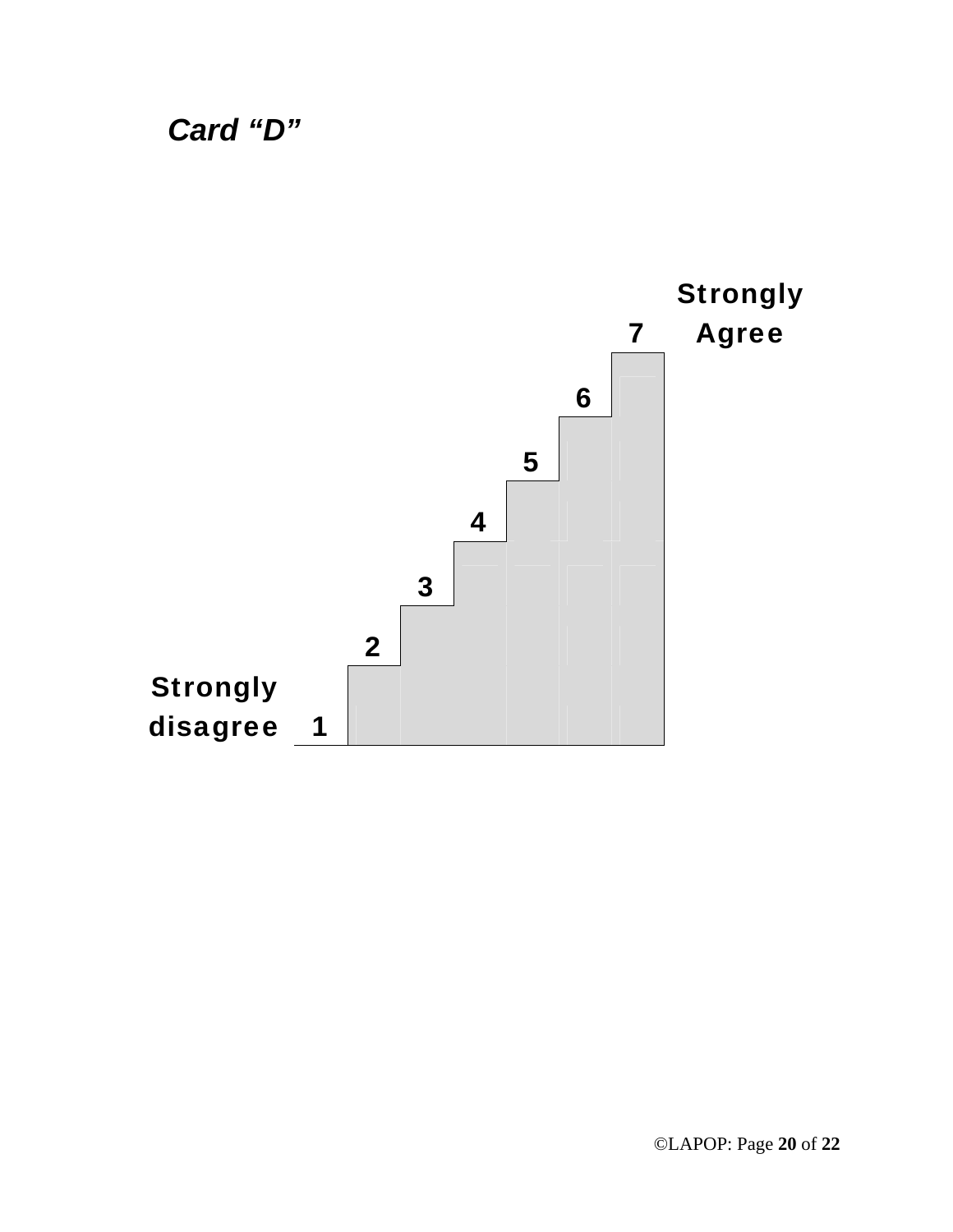***Card "D"***

Strongly Agree

7

6

5

4

3

2

Strongly disagree 1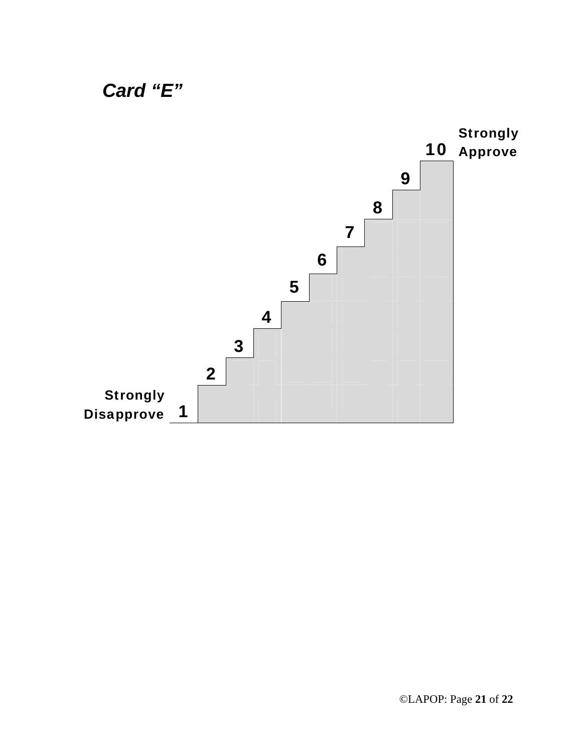***Card "E"***

Strongly Approve

10

9

8

7

6

5

4

3

2

1

Strongly Disapprove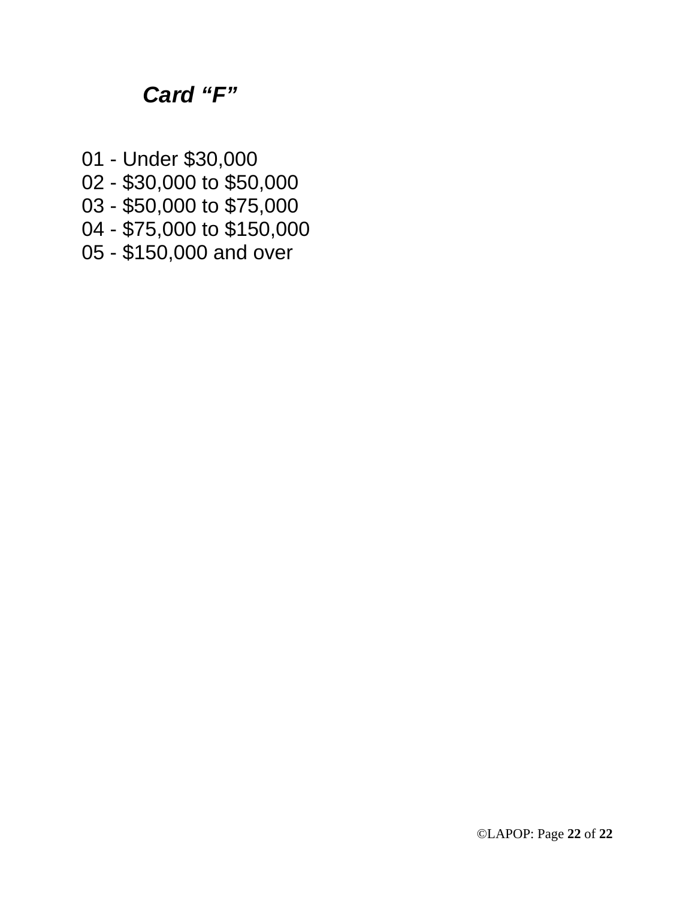***Card "F"***

01 - Under $30,000
02 - $30,000 to $50,000
03 - $50,000 to $75,000
04 - $75,000 to $150,000
05 - $150,000 and over